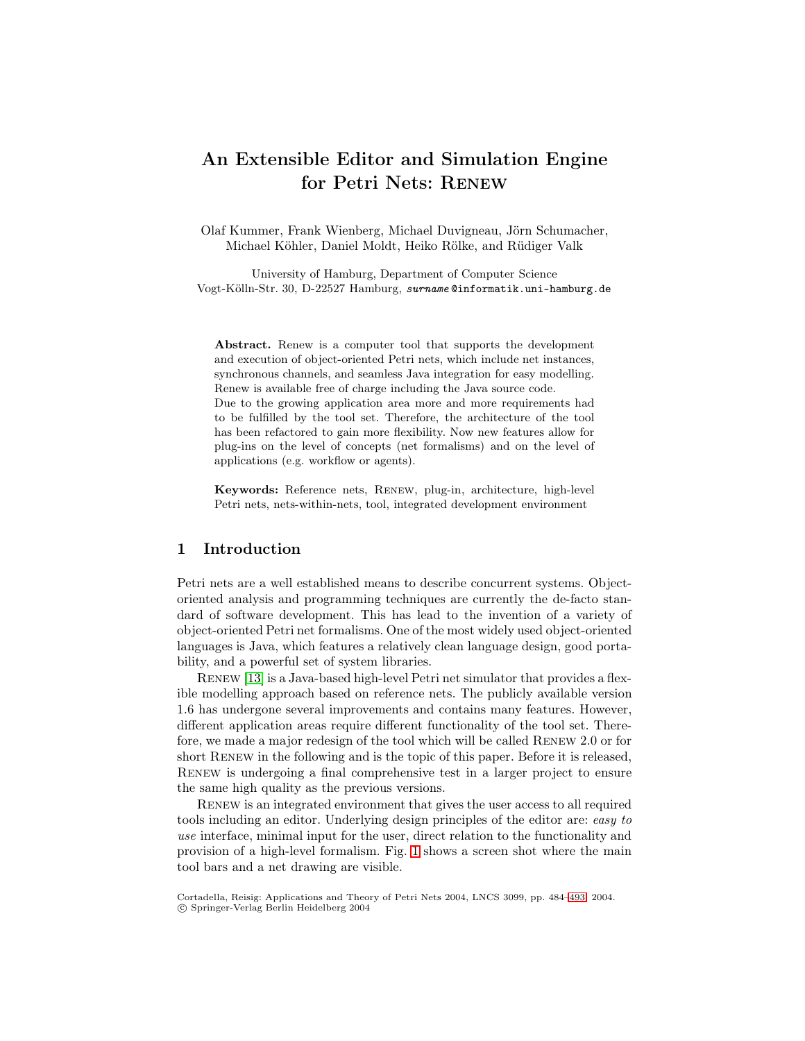# An Extensible Editor and Simulation Engine for Petri Nets: Renew

Olaf Kummer, Frank Wienberg, Michael Duvigneau, Jörn Schumacher, Michael Köhler, Daniel Moldt, Heiko Rölke, and Rüdiger Valk

University of Hamburg, Department of Computer Science
Vogt-Kölln-Str. 30, D-22527 Hamburg, *surname*@informatik.uni-hamburg.de

**Abstract.** Renew is a computer tool that supports the development and execution of object-oriented Petri nets, which include net instances, synchronous channels, and seamless Java integration for easy modelling. Renew is available free of charge including the Java source code.
Due to the growing application area more and more requirements had to be fulfilled by the tool set. Therefore, the architecture of the tool has been refactored to gain more flexibility. Now new features allow for plug-ins on the level of concepts (net formalisms) and on the level of applications (e.g. workflow or agents).

**Keywords:** Reference nets, Renew, plug-in, architecture, high-level Petri nets, nets-within-nets, tool, integrated development environment

## 1 Introduction

Petri nets are a well established means to describe concurrent systems. Object-oriented analysis and programming techniques are currently the de-facto standard of software development. This has lead to the invention of a variety of object-oriented Petri net formalisms. One of the most widely used object-oriented languages is Java, which features a relatively clean language design, good portability, and a powerful set of system libraries.

Renew [13] is a Java-based high-level Petri net simulator that provides a flexible modelling approach based on reference nets. The publicly available version 1.6 has undergone several improvements and contains many features. However, different application areas require different functionality of the tool set. Therefore, we made a major redesign of the tool which will be called Renew 2.0 or for short Renew in the following and is the topic of this paper. Before it is released, Renew is undergoing a final comprehensive test in a larger project to ensure the same high quality as the previous versions.

Renew is an integrated environment that gives the user access to all required tools including an editor. Underlying design principles of the editor are: *easy to use* interface, minimal input for the user, direct relation to the functionality and provision of a high-level formalism. Fig. 1 shows a screen shot where the main tool bars and a net drawing are visible.

Cortadella, Reisig: Applications and Theory of Petri Nets 2004, LNCS 3099, pp. 484–493, 2004.
© Springer-Verlag Berlin Heidelberg 2004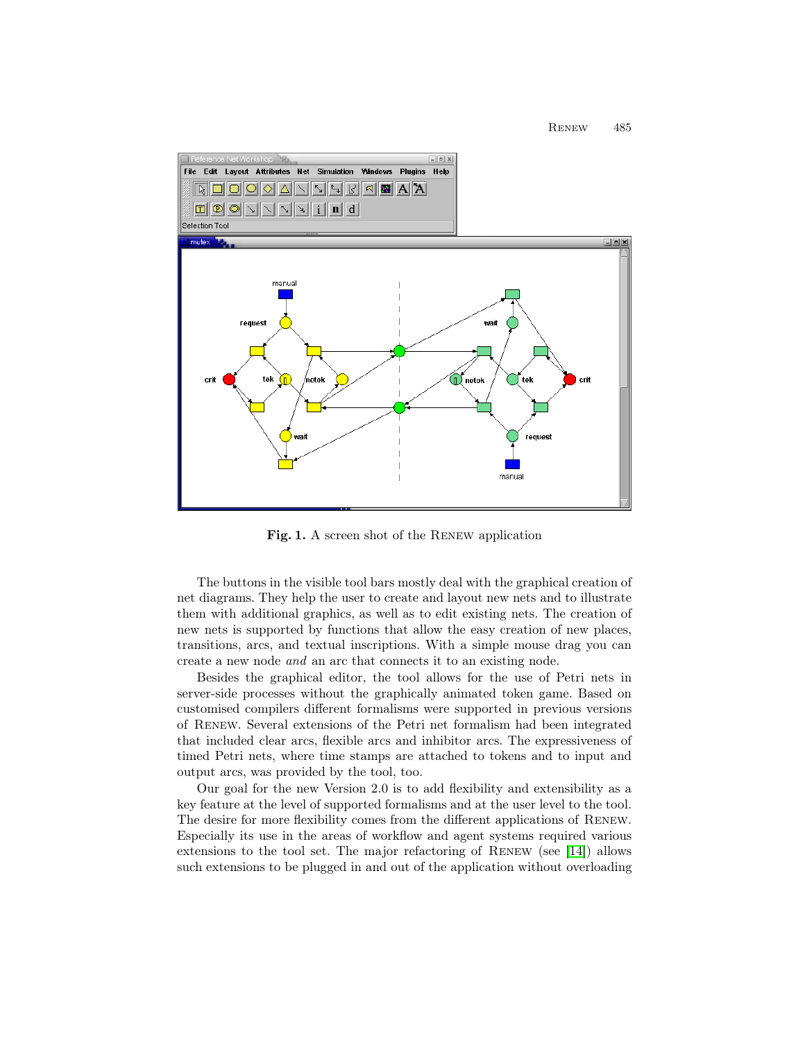Fig. 1. A screen shot of the Renew application

The buttons in the visible tool bars mostly deal with the graphical creation of net diagrams. They help the user to create and layout new nets and to illustrate them with additional graphics, as well as to edit existing nets. The creation of new nets is supported by functions that allow the easy creation of new places, transitions, arcs, and textual inscriptions. With a simple mouse drag you can create a new node *and* an arc that connects it to an existing node.

Besides the graphical editor, the tool allows for the use of Petri nets in server-side processes without the graphically animated token game. Based on customised compilers different formalisms were supported in previous versions of Renew. Several extensions of the Petri net formalism had been integrated that included clear arcs, flexible arcs and inhibitor arcs. The expressiveness of timed Petri nets, where time stamps are attached to tokens and to input and output arcs, was provided by the tool, too.

Our goal for the new Version 2.0 is to add flexibility and extensibility as a key feature at the level of supported formalisms and at the user level to the tool. The desire for more flexibility comes from the different applications of Renew. Especially its use in the areas of workflow and agent systems required various extensions to the tool set. The major refactoring of Renew (see [14]) allows such extensions to be plugged in and out of the application without overloading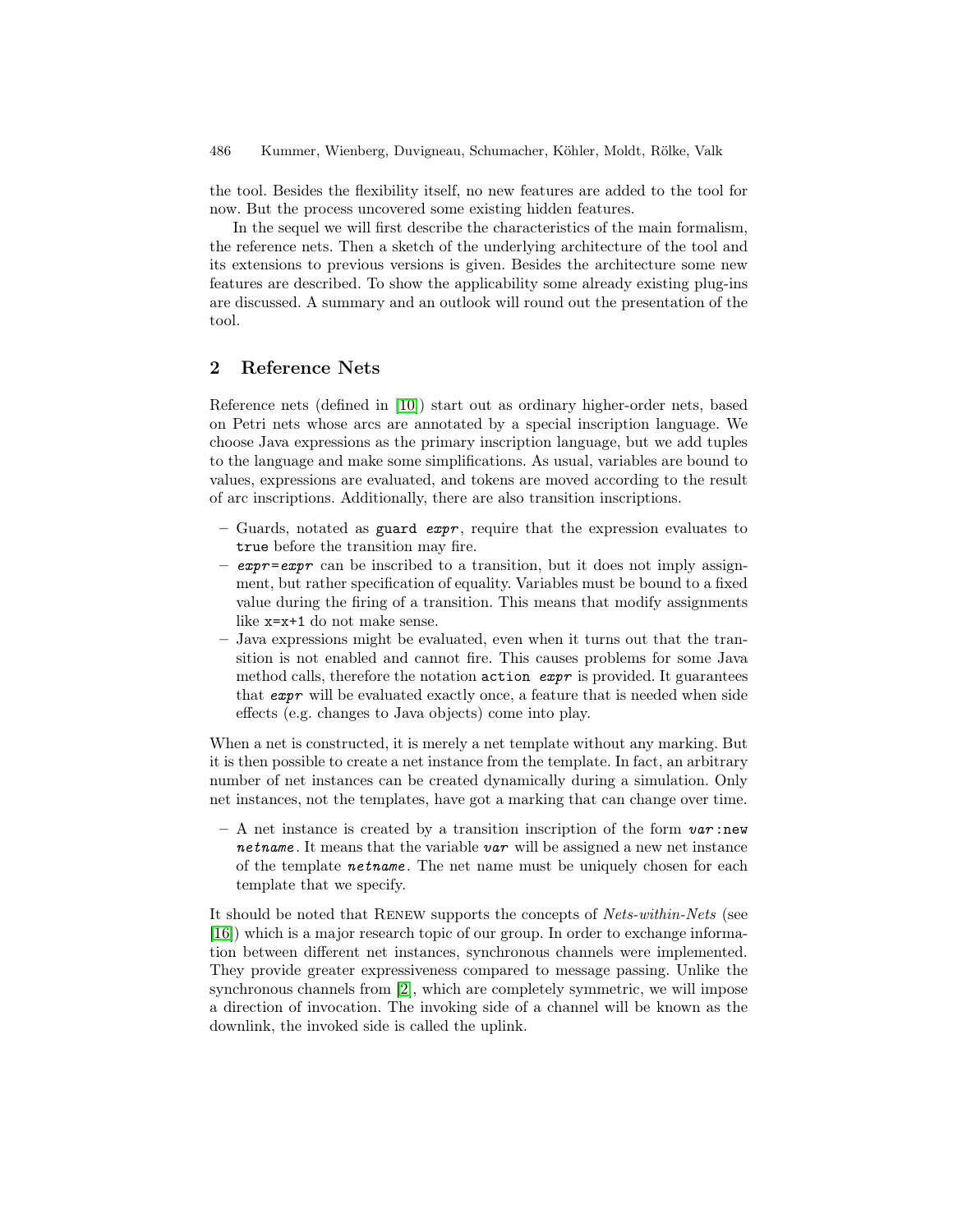the tool. Besides the flexibility itself, no new features are added to the tool for now. But the process uncovered some existing hidden features.

In the sequel we will first describe the characteristics of the main formalism, the reference nets. Then a sketch of the underlying architecture of the tool and its extensions to previous versions is given. Besides the architecture some new features are described. To show the applicability some already existing plug-ins are discussed. A summary and an outlook will round out the presentation of the tool.

## 2 Reference Nets

Reference nets (defined in [10]) start out as ordinary higher-order nets, based on Petri nets whose arcs are annotated by a special inscription language. We choose Java expressions as the primary inscription language, but we add tuples to the language and make some simplifications. As usual, variables are bound to values, expressions are evaluated, and tokens are moved according to the result of arc inscriptions. Additionally, there are also transition inscriptions.

- Guards, notated as `guard` *expr*, require that the expression evaluates to `true` before the transition may fire.
- *expr*`=`*expr* can be inscribed to a transition, but it does not imply assignment, but rather specification of equality. Variables must be bound to a fixed value during the firing of a transition. This means that modify assignments like `x=x+1` do not make sense.
- Java expressions might be evaluated, even when it turns out that the transition is not enabled and cannot fire. This causes problems for some Java method calls, therefore the notation `action` *expr* is provided. It guarantees that *expr* will be evaluated exactly once, a feature that is needed when side effects (e.g. changes to Java objects) come into play.

When a net is constructed, it is merely a net template without any marking. But it is then possible to create a net instance from the template. In fact, an arbitrary number of net instances can be created dynamically during a simulation. Only net instances, not the templates, have got a marking that can change over time.

- A net instance is created by a transition inscription of the form *var*`:new` *netname*. It means that the variable *var* will be assigned a new net instance of the template *netname*. The net name must be uniquely chosen for each template that we specify.

It should be noted that Renew supports the concepts of *Nets-within-Nets* (see [16]) which is a major research topic of our group. In order to exchange information between different net instances, synchronous channels were implemented. They provide greater expressiveness compared to message passing. Unlike the synchronous channels from [2], which are completely symmetric, we will impose a direction of invocation. The invoking side of a channel will be known as the downlink, the invoked side is called the uplink.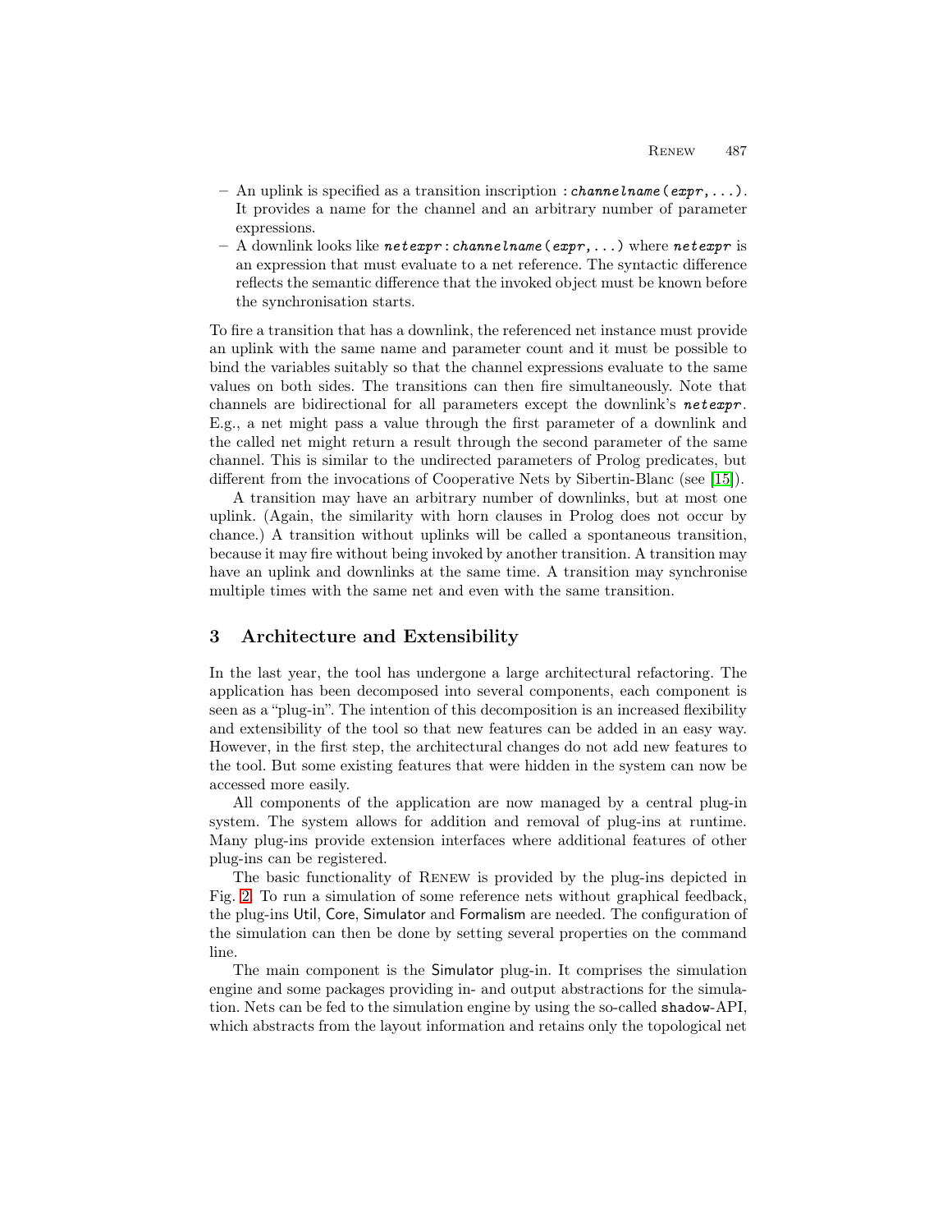- An uplink is specified as a transition inscription `:channelname(expr,...)`. It provides a name for the channel and an arbitrary number of parameter expressions.
- A downlink looks like `netexpr:channelname(expr,...)` where `netexpr` is an expression that must evaluate to a net reference. The syntactic difference reflects the semantic difference that the invoked object must be known before the synchronisation starts.

To fire a transition that has a downlink, the referenced net instance must provide an uplink with the same name and parameter count and it must be possible to bind the variables suitably so that the channel expressions evaluate to the same values on both sides. The transitions can then fire simultaneously. Note that channels are bidirectional for all parameters except the downlink's `netexpr`. E.g., a net might pass a value through the first parameter of a downlink and the called net might return a result through the second parameter of the same channel. This is similar to the undirected parameters of Prolog predicates, but different from the invocations of Cooperative Nets by Sibertin-Blanc (see [15]).

A transition may have an arbitrary number of downlinks, but at most one uplink. (Again, the similarity with horn clauses in Prolog does not occur by chance.) A transition without uplinks will be called a spontaneous transition, because it may fire without being invoked by another transition. A transition may have an uplink and downlinks at the same time. A transition may synchronise multiple times with the same net and even with the same transition.

## 3 Architecture and Extensibility

In the last year, the tool has undergone a large architectural refactoring. The application has been decomposed into several components, each component is seen as a "plug-in". The intention of this decomposition is an increased flexibility and extensibility of the tool so that new features can be added in an easy way. However, in the first step, the architectural changes do not add new features to the tool. But some existing features that were hidden in the system can now be accessed more easily.

All components of the application are now managed by a central plug-in system. The system allows for addition and removal of plug-ins at runtime. Many plug-ins provide extension interfaces where additional features of other plug-ins can be registered.

The basic functionality of Renew is provided by the plug-ins depicted in Fig. 2. To run a simulation of some reference nets without graphical feedback, the plug-ins Util, Core, Simulator and Formalism are needed. The configuration of the simulation can then be done by setting several properties on the command line.

The main component is the Simulator plug-in. It comprises the simulation engine and some packages providing in- and output abstractions for the simulation. Nets can be fed to the simulation engine by using the so-called `shadow`-API, which abstracts from the layout information and retains only the topological net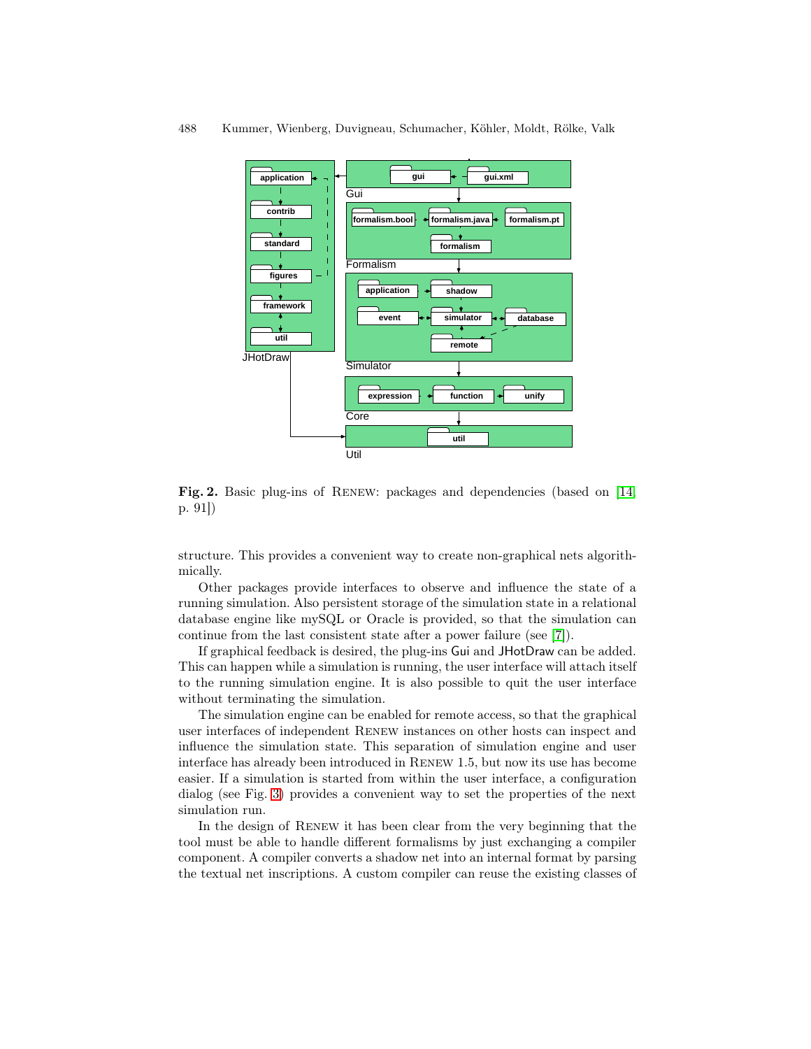**Fig. 2.** Basic plug-ins of RENEW: packages and dependencies (based on [14, p. 91])

structure. This provides a convenient way to create non-graphical nets algorithmically.

Other packages provide interfaces to observe and influence the state of a running simulation. Also persistent storage of the simulation state in a relational database engine like mySQL or Oracle is provided, so that the simulation can continue from the last consistent state after a power failure (see [7]).

If graphical feedback is desired, the plug-ins Gui and JHotDraw can be added. This can happen while a simulation is running, the user interface will attach itself to the running simulation engine. It is also possible to quit the user interface without terminating the simulation.

The simulation engine can be enabled for remote access, so that the graphical user interfaces of independent RENEW instances on other hosts can inspect and influence the simulation state. This separation of simulation engine and user interface has already been introduced in RENEW 1.5, but now its use has become easier. If a simulation is started from within the user interface, a configuration dialog (see Fig. 3) provides a convenient way to set the properties of the next simulation run.

In the design of RENEW it has been clear from the very beginning that the tool must be able to handle different formalisms by just exchanging a compiler component. A compiler converts a shadow net into an internal format by parsing the textual net inscriptions. A custom compiler can reuse the existing classes of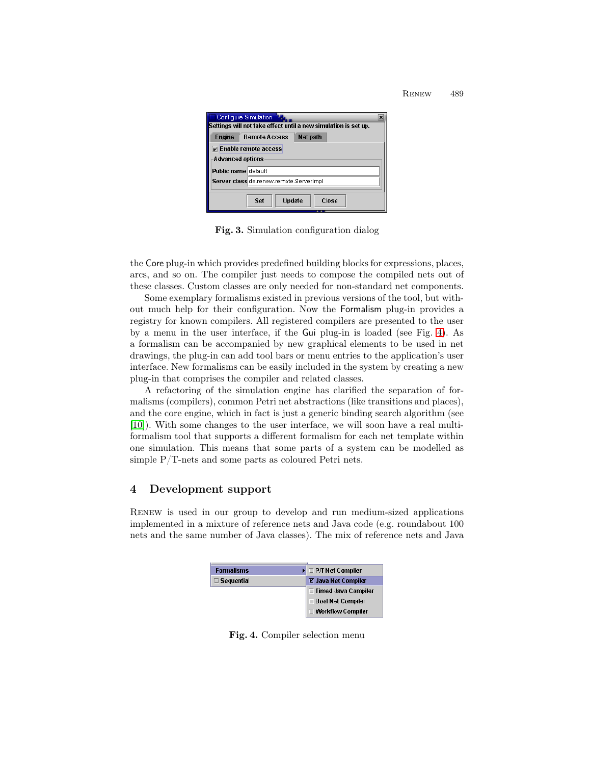Fig. 3. Simulation configuration dialog

the Core plug-in which provides predefined building blocks for expressions, places, arcs, and so on. The compiler just needs to compose the compiled nets out of these classes. Custom classes are only needed for non-standard net components.

Some exemplary formalisms existed in previous versions of the tool, but without much help for their configuration. Now the Formalism plug-in provides a registry for known compilers. All registered compilers are presented to the user by a menu in the user interface, if the Gui plug-in is loaded (see Fig. 4). As a formalism can be accompanied by new graphical elements to be used in net drawings, the plug-in can add tool bars or menu entries to the application's user interface. New formalisms can be easily included in the system by creating a new plug-in that comprises the compiler and related classes.

A refactoring of the simulation engine has clarified the separation of formalisms (compilers), common Petri net abstractions (like transitions and places), and the core engine, which in fact is just a generic binding search algorithm (see [10]). With some changes to the user interface, we will soon have a real multi-formalism tool that supports a different formalism for each net template within one simulation. This means that some parts of a system can be modelled as simple P/T-nets and some parts as coloured Petri nets.

## 4 Development support

Renew is used in our group to develop and run medium-sized applications implemented in a mixture of reference nets and Java code (e.g. roundabout 100 nets and the same number of Java classes). The mix of reference nets and Java

Fig. 4. Compiler selection menu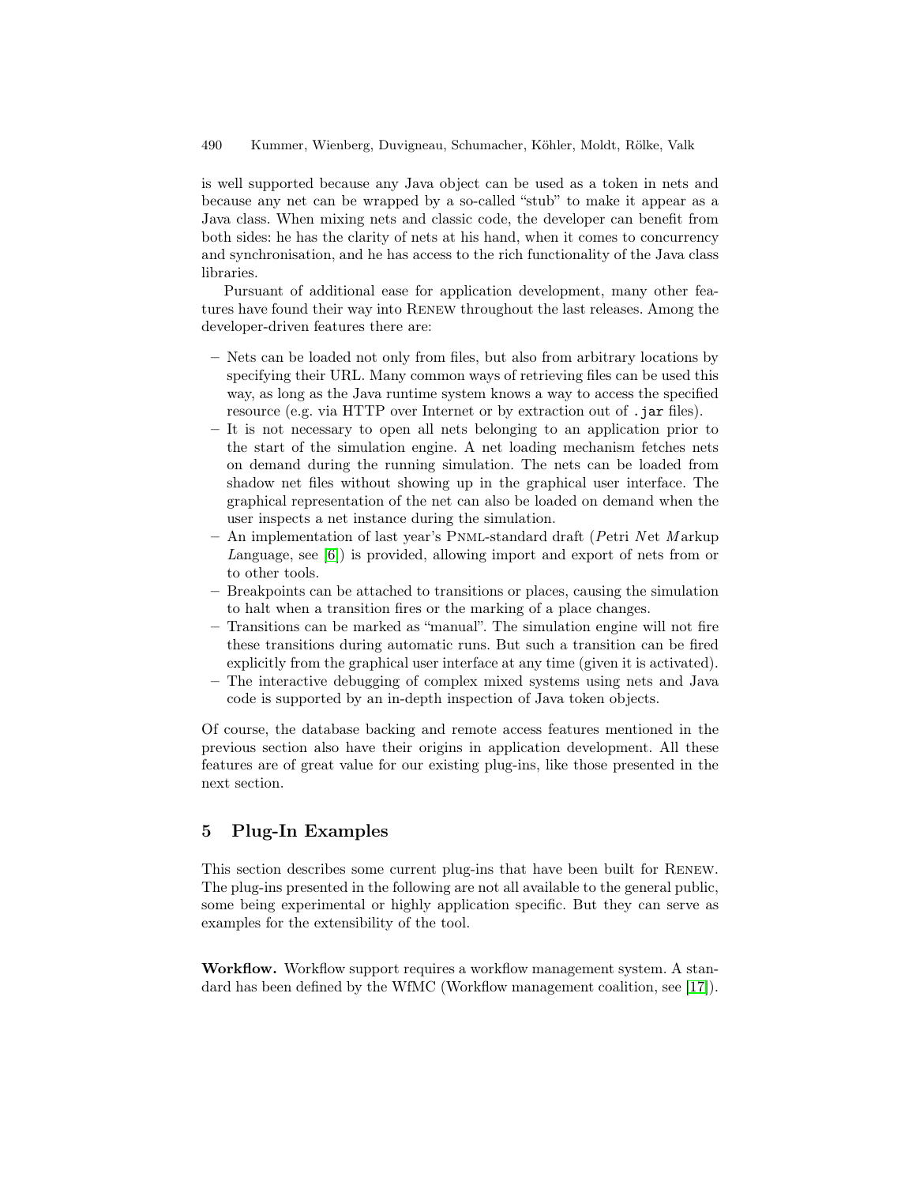is well supported because any Java object can be used as a token in nets and because any net can be wrapped by a so-called "stub" to make it appear as a Java class. When mixing nets and classic code, the developer can benefit from both sides: he has the clarity of nets at his hand, when it comes to concurrency and synchronisation, and he has access to the rich functionality of the Java class libraries.

Pursuant of additional ease for application development, many other features have found their way into Renew throughout the last releases. Among the developer-driven features there are:

- Nets can be loaded not only from files, but also from arbitrary locations by specifying their URL. Many common ways of retrieving files can be used this way, as long as the Java runtime system knows a way to access the specified resource (e.g. via HTTP over Internet or by extraction out of `.jar` files).
- It is not necessary to open all nets belonging to an application prior to the start of the simulation engine. A net loading mechanism fetches nets on demand during the running simulation. The nets can be loaded from shadow net files without showing up in the graphical user interface. The graphical representation of the net can also be loaded on demand when the user inspects a net instance during the simulation.
- An implementation of last year's Pnml-standard draft (*P*etri *N*et *M*arkup *L*anguage, see [6]) is provided, allowing import and export of nets from or to other tools.
- Breakpoints can be attached to transitions or places, causing the simulation to halt when a transition fires or the marking of a place changes.
- Transitions can be marked as "manual". The simulation engine will not fire these transitions during automatic runs. But such a transition can be fired explicitly from the graphical user interface at any time (given it is activated).
- The interactive debugging of complex mixed systems using nets and Java code is supported by an in-depth inspection of Java token objects.

Of course, the database backing and remote access features mentioned in the previous section also have their origins in application development. All these features are of great value for our existing plug-ins, like those presented in the next section.

## 5 Plug-In Examples

This section describes some current plug-ins that have been built for Renew. The plug-ins presented in the following are not all available to the general public, some being experimental or highly application specific. But they can serve as examples for the extensibility of the tool.

**Workflow.** Workflow support requires a workflow management system. A standard has been defined by the WfMC (Workflow management coalition, see [17]).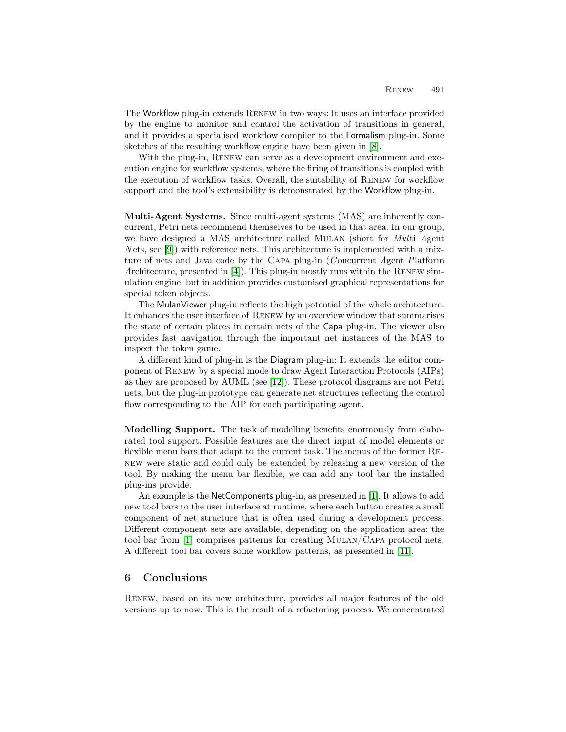The Workflow plug-in extends Renew in two ways: It uses an interface provided by the engine to monitor and control the activation of transitions in general, and it provides a specialised workflow compiler to the Formalism plug-in. Some sketches of the resulting workflow engine have been given in [8].

With the plug-in, Renew can serve as a development environment and execution engine for workflow systems, where the firing of transitions is coupled with the execution of workflow tasks. Overall, the suitability of Renew for workflow support and the tool's extensibility is demonstrated by the Workflow plug-in.

**Multi-Agent Systems.** Since multi-agent systems (MAS) are inherently concurrent, Petri nets recommend themselves to be used in that area. In our group, we have designed a MAS architecture called Mulan (short for *Mul*ti *A*gent *N*ets, see [9]) with reference nets. This architecture is implemented with a mixture of nets and Java code by the Capa plug-in (*C*oncurrent *A*gent *P*latform *A*rchitecture, presented in [4]). This plug-in mostly runs within the Renew simulation engine, but in addition provides customised graphical representations for special token objects.

The MulanViewer plug-in reflects the high potential of the whole architecture. It enhances the user interface of Renew by an overview window that summarises the state of certain places in certain nets of the Capa plug-in. The viewer also provides fast navigation through the important net instances of the MAS to inspect the token game.

A different kind of plug-in is the Diagram plug-in: It extends the editor component of Renew by a special mode to draw Agent Interaction Protocols (AIPs) as they are proposed by AUML (see [12]). These protocol diagrams are not Petri nets, but the plug-in prototype can generate net structures reflecting the control flow corresponding to the AIP for each participating agent.

**Modelling Support.** The task of modelling benefits enormously from elaborated tool support. Possible features are the direct input of model elements or flexible menu bars that adapt to the current task. The menus of the former Renew were static and could only be extended by releasing a new version of the tool. By making the menu bar flexible, we can add any tool bar the installed plug-ins provide.

An example is the NetComponents plug-in, as presented in [1]. It allows to add new tool bars to the user interface at runtime, where each button creates a small component of net structure that is often used during a development process. Different component sets are available, depending on the application area: the tool bar from [1] comprises patterns for creating Mulan/Capa protocol nets. A different tool bar covers some workflow patterns, as presented in [11].

## 6 Conclusions

Renew, based on its new architecture, provides all major features of the old versions up to now. This is the result of a refactoring process. We concentrated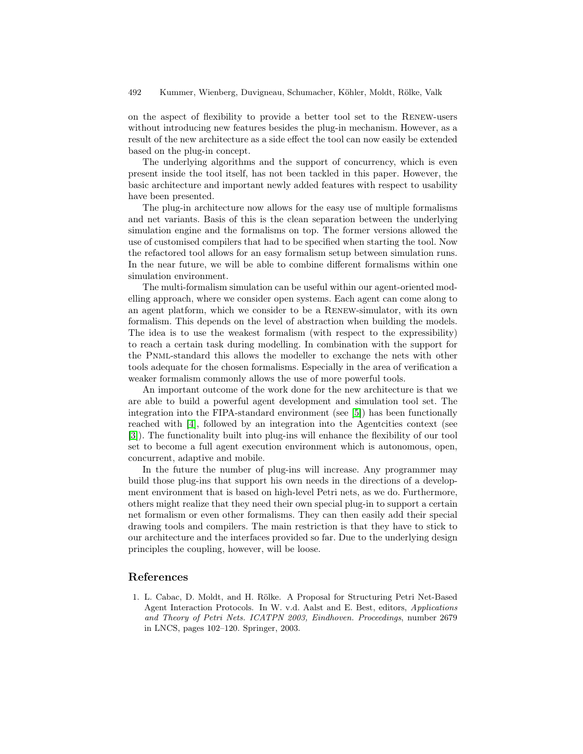on the aspect of flexibility to provide a better tool set to the Renew-users without introducing new features besides the plug-in mechanism. However, as a result of the new architecture as a side effect the tool can now easily be extended based on the plug-in concept.

The underlying algorithms and the support of concurrency, which is even present inside the tool itself, has not been tackled in this paper. However, the basic architecture and important newly added features with respect to usability have been presented.

The plug-in architecture now allows for the easy use of multiple formalisms and net variants. Basis of this is the clean separation between the underlying simulation engine and the formalisms on top. The former versions allowed the use of customised compilers that had to be specified when starting the tool. Now the refactored tool allows for an easy formalism setup between simulation runs. In the near future, we will be able to combine different formalisms within one simulation environment.

The multi-formalism simulation can be useful within our agent-oriented modelling approach, where we consider open systems. Each agent can come along to an agent platform, which we consider to be a Renew-simulator, with its own formalism. This depends on the level of abstraction when building the models. The idea is to use the weakest formalism (with respect to the expressibility) to reach a certain task during modelling. In combination with the support for the Pnml-standard this allows the modeller to exchange the nets with other tools adequate for the chosen formalisms. Especially in the area of verification a weaker formalism commonly allows the use of more powerful tools.

An important outcome of the work done for the new architecture is that we are able to build a powerful agent development and simulation tool set. The integration into the FIPA-standard environment (see [5]) has been functionally reached with [4], followed by an integration into the Agentcities context (see [3]). The functionality built into plug-ins will enhance the flexibility of our tool set to become a full agent execution environment which is autonomous, open, concurrent, adaptive and mobile.

In the future the number of plug-ins will increase. Any programmer may build those plug-ins that support his own needs in the directions of a development environment that is based on high-level Petri nets, as we do. Furthermore, others might realize that they need their own special plug-in to support a certain net formalism or even other formalisms. They can then easily add their special drawing tools and compilers. The main restriction is that they have to stick to our architecture and the interfaces provided so far. Due to the underlying design principles the coupling, however, will be loose.

## References

1. L. Cabac, D. Moldt, and H. Rölke. A Proposal for Structuring Petri Net-Based Agent Interaction Protocols. In W. v.d. Aalst and E. Best, editors, *Applications and Theory of Petri Nets. ICATPN 2003, Eindhoven. Proceedings*, number 2679 in LNCS, pages 102–120. Springer, 2003.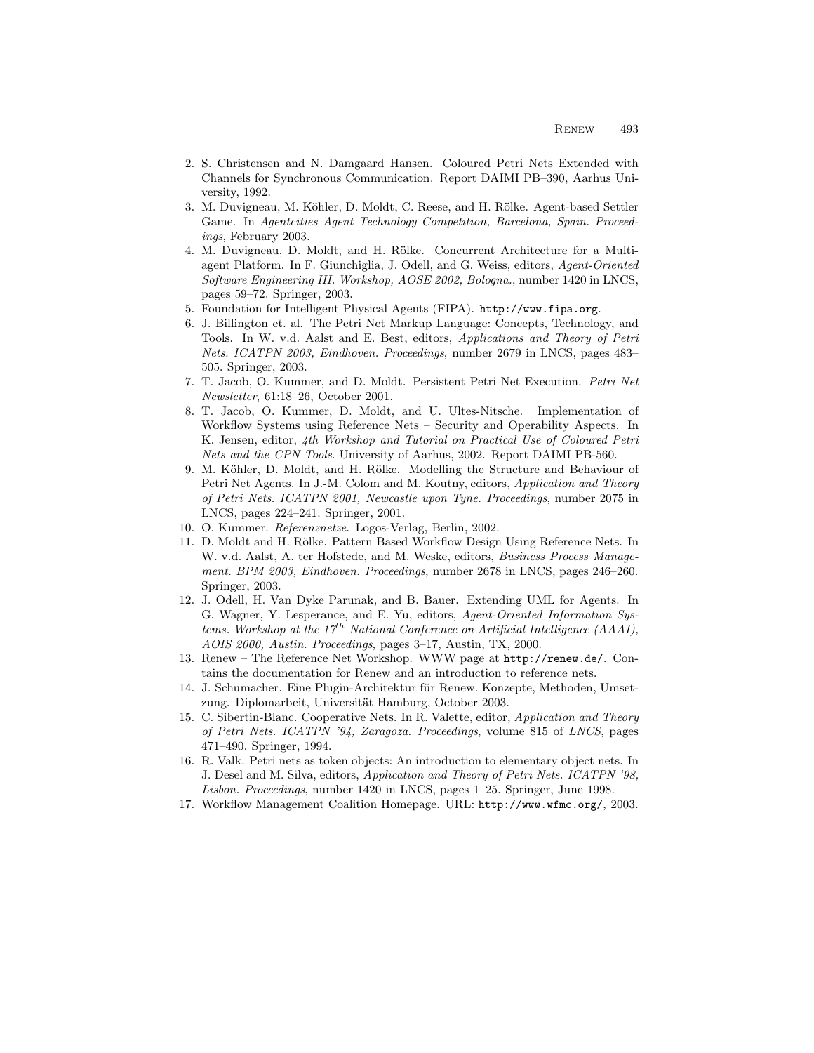2. S. Christensen and N. Damgaard Hansen. Coloured Petri Nets Extended with Channels for Synchronous Communication. Report DAIMI PB–390, Aarhus University, 1992.
3. M. Duvigneau, M. Köhler, D. Moldt, C. Reese, and H. Rölke. Agent-based Settler Game. In *Agentcities Agent Technology Competition, Barcelona, Spain. Proceedings*, February 2003.
4. M. Duvigneau, D. Moldt, and H. Rölke. Concurrent Architecture for a Multi-agent Platform. In F. Giunchiglia, J. Odell, and G. Weiss, editors, *Agent-Oriented Software Engineering III. Workshop, AOSE 2002, Bologna.*, number 1420 in LNCS, pages 59–72. Springer, 2003.
5. Foundation for Intelligent Physical Agents (FIPA). `http://www.fipa.org`.
6. J. Billington et. al. The Petri Net Markup Language: Concepts, Technology, and Tools. In W. v.d. Aalst and E. Best, editors, *Applications and Theory of Petri Nets. ICATPN 2003, Eindhoven. Proceedings*, number 2679 in LNCS, pages 483–505. Springer, 2003.
7. T. Jacob, O. Kummer, and D. Moldt. Persistent Petri Net Execution. *Petri Net Newsletter*, 61:18–26, October 2001.
8. T. Jacob, O. Kummer, D. Moldt, and U. Ultes-Nitsche. Implementation of Workflow Systems using Reference Nets – Security and Operability Aspects. In K. Jensen, editor, *4th Workshop and Tutorial on Practical Use of Coloured Petri Nets and the CPN Tools*. University of Aarhus, 2002. Report DAIMI PB-560.
9. M. Köhler, D. Moldt, and H. Rölke. Modelling the Structure and Behaviour of Petri Net Agents. In J.-M. Colom and M. Koutny, editors, *Application and Theory of Petri Nets. ICATPN 2001, Newcastle upon Tyne. Proceedings*, number 2075 in LNCS, pages 224–241. Springer, 2001.
10. O. Kummer. *Referenznetze*. Logos-Verlag, Berlin, 2002.
11. D. Moldt and H. Rölke. Pattern Based Workflow Design Using Reference Nets. In W. v.d. Aalst, A. ter Hofstede, and M. Weske, editors, *Business Process Management. BPM 2003, Eindhoven. Proceedings*, number 2678 in LNCS, pages 246–260. Springer, 2003.
12. J. Odell, H. Van Dyke Parunak, and B. Bauer. Extending UML for Agents. In G. Wagner, Y. Lesperance, and E. Yu, editors, *Agent-Oriented Information Systems. Workshop at the 17th National Conference on Artificial Intelligence (AAAI), AOIS 2000, Austin. Proceedings*, pages 3–17, Austin, TX, 2000.
13. Renew – The Reference Net Workshop. WWW page at `http://renew.de/`. Contains the documentation for Renew and an introduction to reference nets.
14. J. Schumacher. Eine Plugin-Architektur für Renew. Konzepte, Methoden, Umsetzung. Diplomarbeit, Universität Hamburg, October 2003.
15. C. Sibertin-Blanc. Cooperative Nets. In R. Valette, editor, *Application and Theory of Petri Nets. ICATPN '94, Zaragoza. Proceedings*, volume 815 of *LNCS*, pages 471–490. Springer, 1994.
16. R. Valk. Petri nets as token objects: An introduction to elementary object nets. In J. Desel and M. Silva, editors, *Application and Theory of Petri Nets. ICATPN '98, Lisbon. Proceedings*, number 1420 in LNCS, pages 1–25. Springer, June 1998.
17. Workflow Management Coalition Homepage. URL: `http://www.wfmc.org/`, 2003.